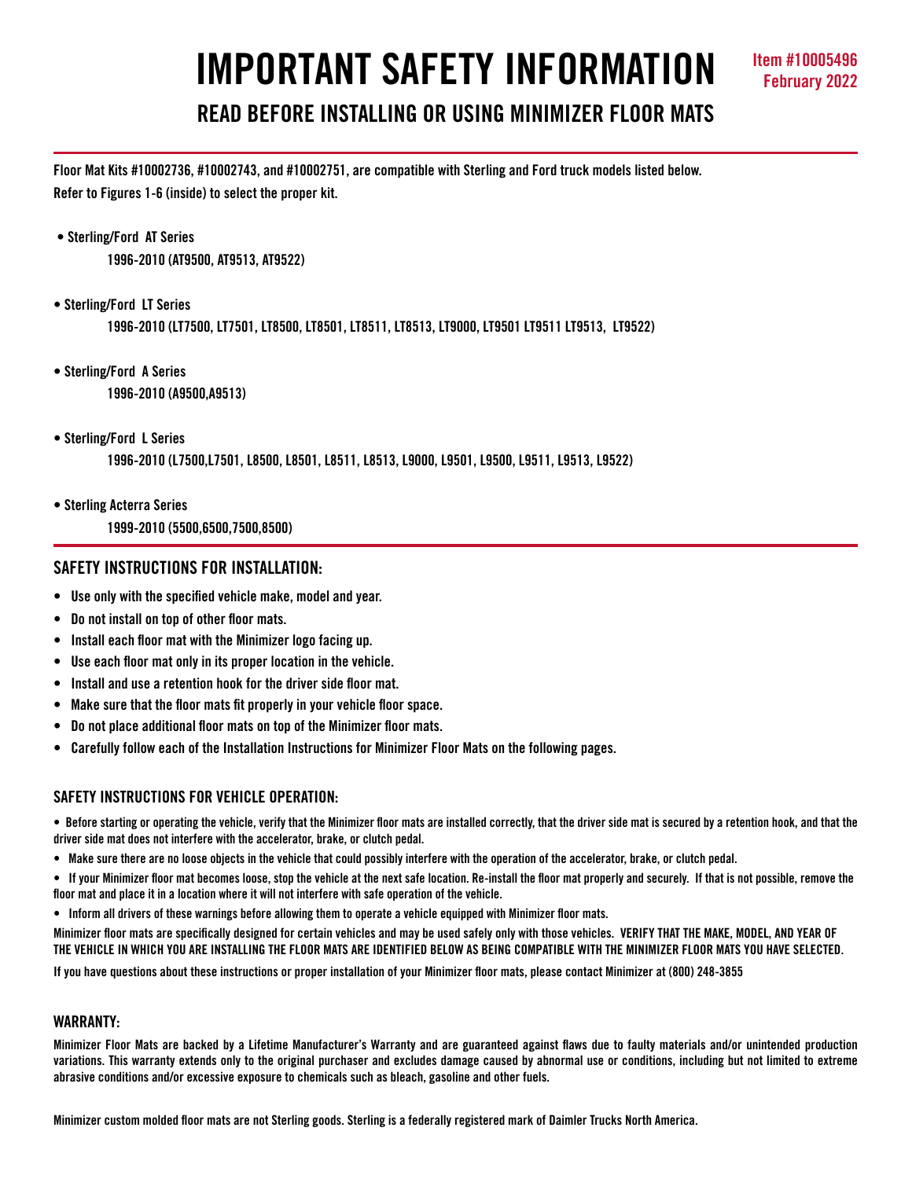# IMPORTANT SAFETY INFORMATION

**Item #10005496**
**February 2022**

## READ BEFORE INSTALLING OR USING MINIMIZER FLOOR MATS

**Floor Mat Kits #10002736, #10002743, and #10002751, are compatible with Sterling and Ford truck models listed below. Refer to Figures 1-6 (inside) to select the proper kit.**

- **Sterling/Ford AT Series**
  **1996-2010 (AT9500, AT9513, AT9522)**
- **Sterling/Ford LT Series**
  **1996-2010 (LT7500, LT7501, LT8500, LT8501, LT8511, LT8513, LT9000, LT9501 LT9511 LT9513, LT9522)**
- **Sterling/Ford A Series**
  **1996-2010 (A9500,A9513)**
- **Sterling/Ford L Series**
  **1996-2010 (L7500,L7501, L8500, L8501, L8511, L8513, L9000, L9501, L9500, L9511, L9513, L9522)**
- **Sterling Acterra Series**
  **1999-2010 (5500,6500,7500,8500)**

### SAFETY INSTRUCTIONS FOR INSTALLATION:

- Use only with the specified vehicle make, model and year.
- Do not install on top of other floor mats.
- Install each floor mat with the Minimizer logo facing up.
- Use each floor mat only in its proper location in the vehicle.
- Install and use a retention hook for the driver side floor mat.
- Make sure that the floor mats fit properly in your vehicle floor space.
- Do not place additional floor mats on top of the Minimizer floor mats.
- Carefully follow each of the Installation Instructions for Minimizer Floor Mats on the following pages.

### SAFETY INSTRUCTIONS FOR VEHICLE OPERATION:

- Before starting or operating the vehicle, verify that the Minimizer floor mats are installed correctly, that the driver side mat is secured by a retention hook, and that the driver side mat does not interfere with the accelerator, brake, or clutch pedal.
- Make sure there are no loose objects in the vehicle that could possibly interfere with the operation of the accelerator, brake, or clutch pedal.
- If your Minimizer floor mat becomes loose, stop the vehicle at the next safe location. Re-install the floor mat properly and securely. If that is not possible, remove the floor mat and place it in a location where it will not interfere with safe operation of the vehicle.
- Inform all drivers of these warnings before allowing them to operate a vehicle equipped with Minimizer floor mats.

Minimizer floor mats are specifically designed for certain vehicles and may be used safely only with those vehicles. **VERIFY THAT THE MAKE, MODEL, AND YEAR OF THE VEHICLE IN WHICH YOU ARE INSTALLING THE FLOOR MATS ARE IDENTIFIED BELOW AS BEING COMPATIBLE WITH THE MINIMIZER FLOOR MATS YOU HAVE SELECTED.**

If you have questions about these instructions or proper installation of your Minimizer floor mats, please contact Minimizer at (800) 248-3855

### WARRANTY:

Minimizer Floor Mats are backed by a Lifetime Manufacturer's Warranty and are guaranteed against flaws due to faulty materials and/or unintended production variations. This warranty extends only to the original purchaser and excludes damage caused by abnormal use or conditions, including but not limited to extreme abrasive conditions and/or excessive exposure to chemicals such as bleach, gasoline and other fuels.

Minimizer custom molded floor mats are not Sterling goods. Sterling is a federally registered mark of Daimler Trucks North America.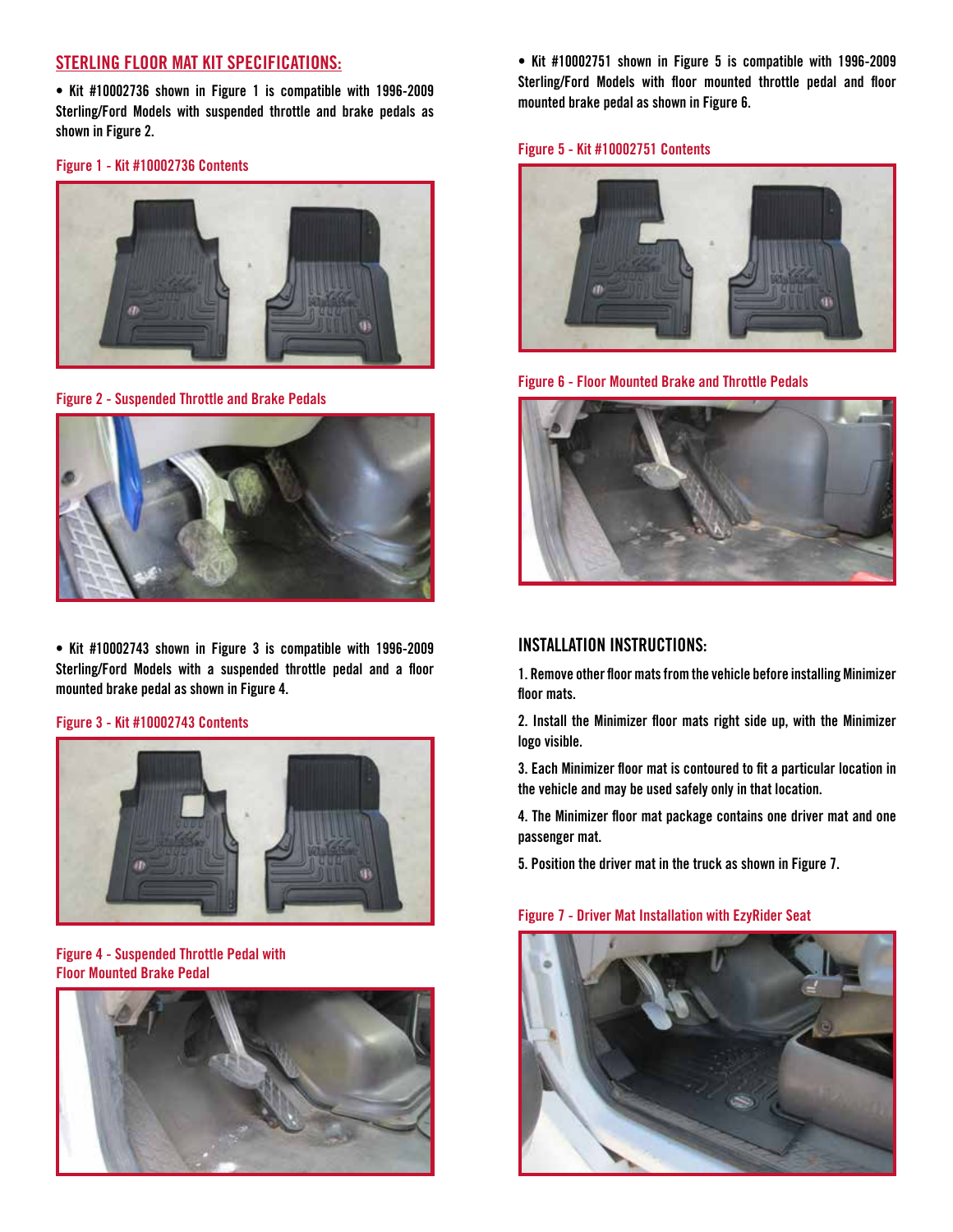## STERLING FLOOR MAT KIT SPECIFICATIONS:

• Kit #10002736 shown in Figure 1 is compatible with 1996-2009 Sterling/Ford Models with suspended throttle and brake pedals as shown in Figure 2.

Figure 1 - Kit #10002736 Contents

Figure 2 - Suspended Throttle and Brake Pedals

• Kit #10002743 shown in Figure 3 is compatible with 1996-2009 Sterling/Ford Models with a suspended throttle pedal and a floor mounted brake pedal as shown in Figure 4.

Figure 3 - Kit #10002743 Contents

Figure 4 - Suspended Throttle Pedal with Floor Mounted Brake Pedal

• Kit #10002751 shown in Figure 5 is compatible with 1996-2009 Sterling/Ford Models with floor mounted throttle pedal and floor mounted brake pedal as shown in Figure 6.

Figure 5 - Kit #10002751 Contents

Figure 6 - Floor Mounted Brake and Throttle Pedals

## INSTALLATION INSTRUCTIONS:

1. Remove other floor mats from the vehicle before installing Minimizer floor mats.

2. Install the Minimizer floor mats right side up, with the Minimizer logo visible.

3. Each Minimizer floor mat is contoured to fit a particular location in the vehicle and may be used safely only in that location.

4. The Minimizer floor mat package contains one driver mat and one passenger mat.

5. Position the driver mat in the truck as shown in Figure 7.

Figure 7 - Driver Mat Installation with EzyRider Seat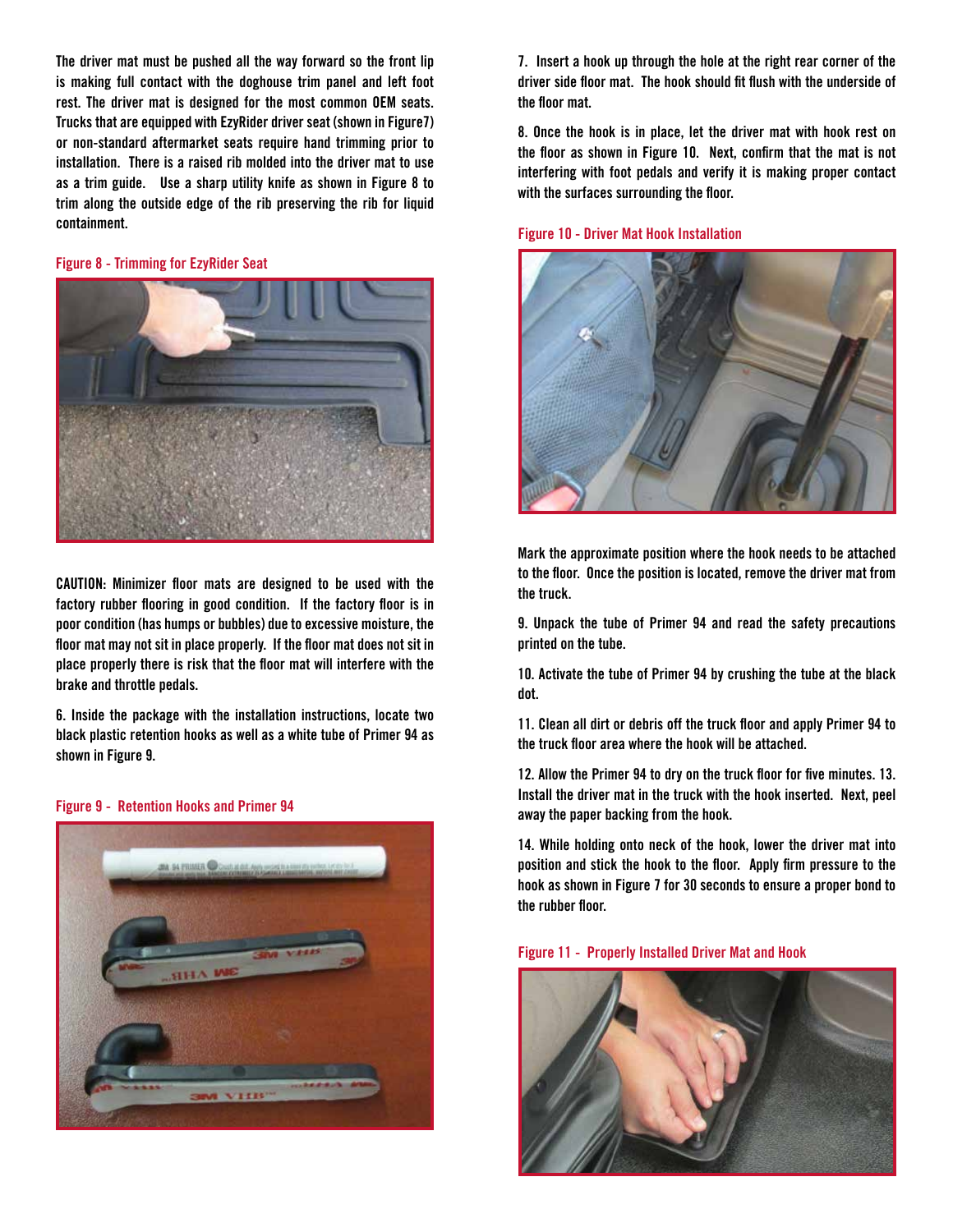The driver mat must be pushed all the way forward so the front lip is making full contact with the doghouse trim panel and left foot rest. The driver mat is designed for the most common OEM seats. Trucks that are equipped with EzyRider driver seat (shown in Figure7) or non-standard aftermarket seats require hand trimming prior to installation. There is a raised rib molded into the driver mat to use as a trim guide. Use a sharp utility knife as shown in Figure 8 to trim along the outside edge of the rib preserving the rib for liquid containment.

Figure 8 - Trimming for EzyRider Seat

CAUTION: Minimizer floor mats are designed to be used with the factory rubber flooring in good condition. If the factory floor is in poor condition (has humps or bubbles) due to excessive moisture, the floor mat may not sit in place properly. If the floor mat does not sit in place properly there is risk that the floor mat will interfere with the brake and throttle pedals.

6. Inside the package with the installation instructions, locate two black plastic retention hooks as well as a white tube of Primer 94 as shown in Figure 9.

Figure 9 - Retention Hooks and Primer 94

7. Insert a hook up through the hole at the right rear corner of the driver side floor mat. The hook should fit flush with the underside of the floor mat.

8. Once the hook is in place, let the driver mat with hook rest on the floor as shown in Figure 10. Next, confirm that the mat is not interfering with foot pedals and verify it is making proper contact with the surfaces surrounding the floor.

Figure 10 - Driver Mat Hook Installation

Mark the approximate position where the hook needs to be attached to the floor. Once the position is located, remove the driver mat from the truck.

9. Unpack the tube of Primer 94 and read the safety precautions printed on the tube.

10. Activate the tube of Primer 94 by crushing the tube at the black dot.

11. Clean all dirt or debris off the truck floor and apply Primer 94 to the truck floor area where the hook will be attached.

12. Allow the Primer 94 to dry on the truck floor for five minutes. 13. Install the driver mat in the truck with the hook inserted. Next, peel away the paper backing from the hook.

14. While holding onto neck of the hook, lower the driver mat into position and stick the hook to the floor. Apply firm pressure to the hook as shown in Figure 7 for 30 seconds to ensure a proper bond to the rubber floor.

Figure 11 - Properly Installed Driver Mat and Hook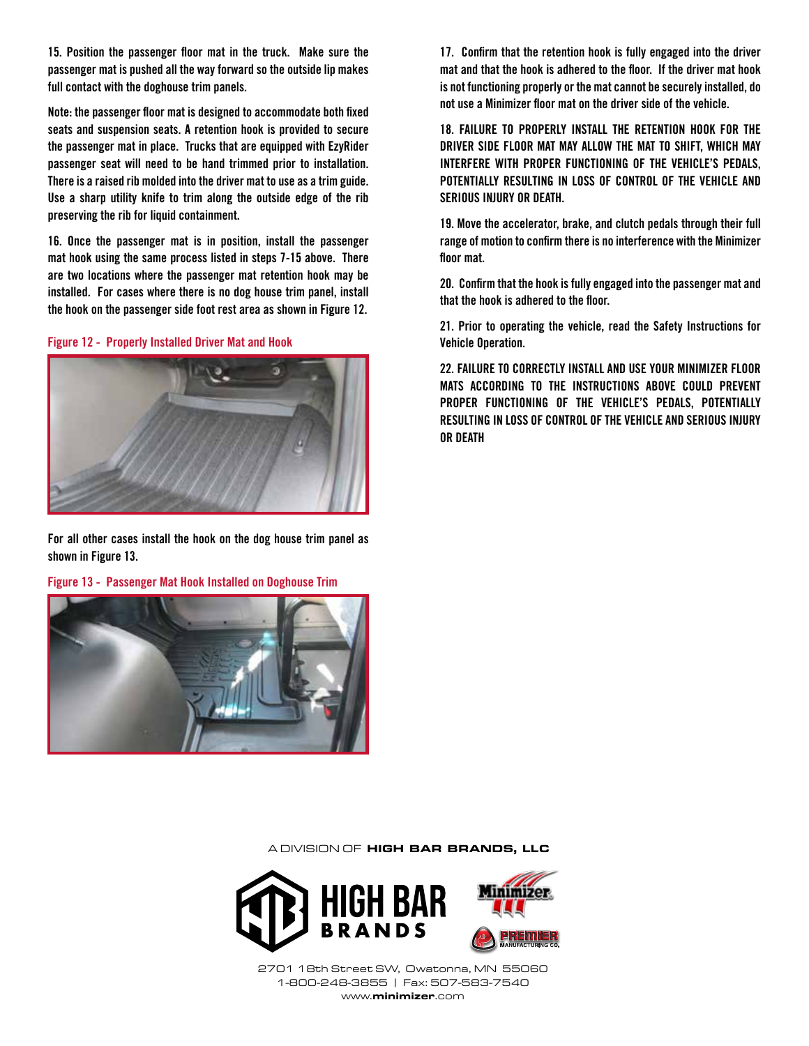15. Position the passenger floor mat in the truck. Make sure the passenger mat is pushed all the way forward so the outside lip makes full contact with the doghouse trim panels.

Note: the passenger floor mat is designed to accommodate both fixed seats and suspension seats. A retention hook is provided to secure the passenger mat in place. Trucks that are equipped with EzyRider passenger seat will need to be hand trimmed prior to installation. There is a raised rib molded into the driver mat to use as a trim guide. Use a sharp utility knife to trim along the outside edge of the rib preserving the rib for liquid containment.

16. Once the passenger mat is in position, install the passenger mat hook using the same process listed in steps 7-15 above. There are two locations where the passenger mat retention hook may be installed. For cases where there is no dog house trim panel, install the hook on the passenger side foot rest area as shown in Figure 12.

Figure 12 - Properly Installed Driver Mat and Hook

For all other cases install the hook on the dog house trim panel as shown in Figure 13.

Figure 13 - Passenger Mat Hook Installed on Doghouse Trim

17. Confirm that the retention hook is fully engaged into the driver mat and that the hook is adhered to the floor. If the driver mat hook is not functioning properly or the mat cannot be securely installed, do not use a Minimizer floor mat on the driver side of the vehicle.

18. FAILURE TO PROPERLY INSTALL THE RETENTION HOOK FOR THE DRIVER SIDE FLOOR MAT MAY ALLOW THE MAT TO SHIFT, WHICH MAY INTERFERE WITH PROPER FUNCTIONING OF THE VEHICLE'S PEDALS, POTENTIALLY RESULTING IN LOSS OF CONTROL OF THE VEHICLE AND SERIOUS INJURY OR DEATH.

19. Move the accelerator, brake, and clutch pedals through their full range of motion to confirm there is no interference with the Minimizer floor mat.

20. Confirm that the hook is fully engaged into the passenger mat and that the hook is adhered to the floor.

21. Prior to operating the vehicle, read the Safety Instructions for Vehicle Operation.

22. FAILURE TO CORRECTLY INSTALL AND USE YOUR MINIMIZER FLOOR MATS ACCORDING TO THE INSTRUCTIONS ABOVE COULD PREVENT PROPER FUNCTIONING OF THE VEHICLE'S PEDALS, POTENTIALLY RESULTING IN LOSS OF CONTROL OF THE VEHICLE AND SERIOUS INJURY OR DEATH

A DIVISION OF **HIGH BAR BRANDS, LLC**

2701 18th Street SW, Owatonna, MN 55060
1-800-248-3855 | Fax: 507-583-7540
www.**minimizer**.com